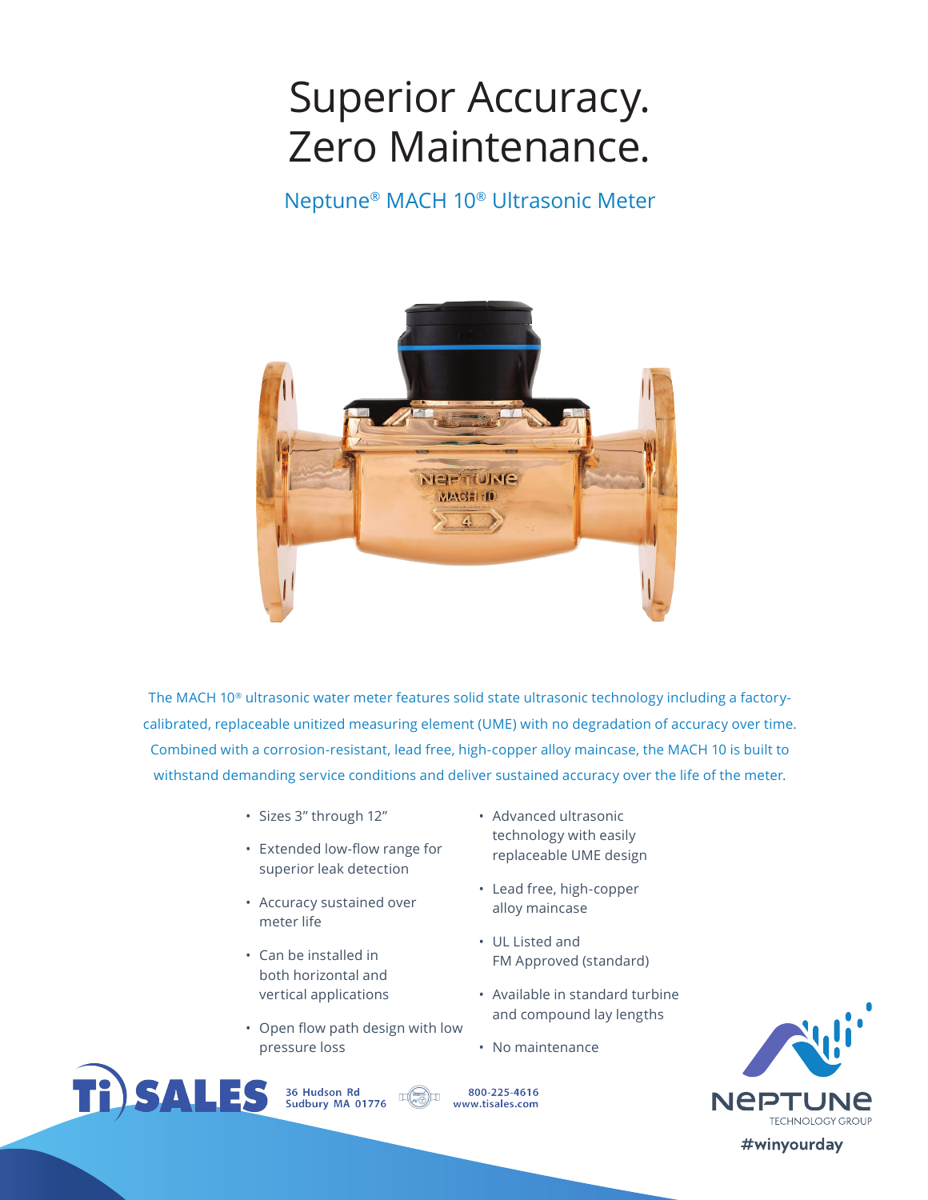# Superior Accuracy. Zero Maintenance.

## Neptune® MACH 10® Ultrasonic Meter

The MACH 10® ultrasonic water meter features solid state ultrasonic technology including a factory-calibrated, replaceable unitized measuring element (UME) with no degradation of accuracy over time. Combined with a corrosion-resistant, lead free, high-copper alloy maincase, the MACH 10 is built to withstand demanding service conditions and deliver sustained accuracy over the life of the meter.

- Sizes 3" through 12"
- Extended low-flow range for superior leak detection
- Accuracy sustained over meter life
- Can be installed in both horizontal and vertical applications
- Open flow path design with low pressure loss
- Advanced ultrasonic technology with easily replaceable UME design
- Lead free, high-copper alloy maincase
- UL Listed and FM Approved (standard)
- Available in standard turbine and compound lay lengths
- No maintenance

Ti SALES
36 Hudson Rd
Sudbury MA 01776
800-225-4616
www.tisales.com

NEPTUNE TECHNOLOGY GROUP
#winyourday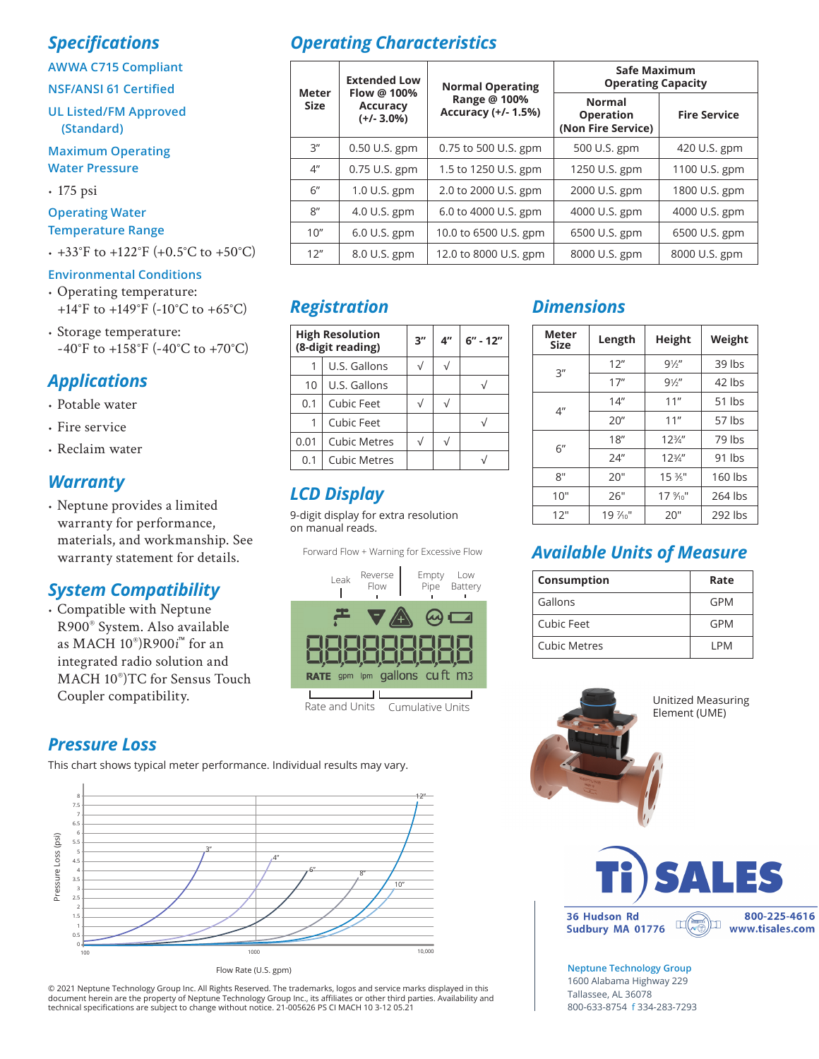## Specifications

AWWA C715 Compliant

NSF/ANSI 61 Certified

UL Listed/FM Approved (Standard)

### Maximum Operating Water Pressure

- 175 psi

### Operating Water Temperature Range

- +33°F to +122°F (+0.5°C to +50°C)

### Environmental Conditions

- Operating temperature: +14°F to +149°F (-10°C to +65°C)
- Storage temperature: -40°F to +158°F (-40°C to +70°C)

## Applications

- Potable water
- Fire service
- Reclaim water

## Warranty

- Neptune provides a limited warranty for performance, materials, and workmanship. See warranty statement for details.

## System Compatibility

- Compatible with Neptune R900® System. Also available as MACH 10®)R900*i*™ for an integrated radio solution and MACH 10®)TC for Sensus Touch Coupler compatibility.

## Operating Characteristics

| Meter Size | Extended Low Flow @ 100% Accuracy (+/- 3.0%) | Normal Operating Range @ 100% Accuracy (+/- 1.5%) | Safe Maximum Operating Capacity | |
|---|---|---|---|---|
| | | | Normal Operation (Non Fire Service) | Fire Service |
| 3" | 0.50 U.S. gpm | 0.75 to 500 U.S. gpm | 500 U.S. gpm | 420 U.S. gpm |
| 4" | 0.75 U.S. gpm | 1.5 to 1250 U.S. gpm | 1250 U.S. gpm | 1100 U.S. gpm |
| 6" | 1.0 U.S. gpm | 2.0 to 2000 U.S. gpm | 2000 U.S. gpm | 1800 U.S. gpm |
| 8" | 4.0 U.S. gpm | 6.0 to 4000 U.S. gpm | 4000 U.S. gpm | 4000 U.S. gpm |
| 10" | 6.0 U.S. gpm | 10.0 to 6500 U.S. gpm | 6500 U.S. gpm | 6500 U.S. gpm |
| 12" | 8.0 U.S. gpm | 12.0 to 8000 U.S. gpm | 8000 U.S. gpm | 8000 U.S. gpm |

## Registration

| High Resolution (8-digit reading) | | 3" | 4" | 6" - 12" |
|---|---|---|---|---|
| 1 | U.S. Gallons | √ | √ | |
| 10 | U.S. Gallons | | | √ |
| 0.1 | Cubic Feet | √ | √ | |
| 1 | Cubic Feet | | | √ |
| 0.01 | Cubic Metres | √ | √ | |
| 0.1 | Cubic Metres | | | √ |

## LCD Display

9-digit display for extra resolution on manual reads.

Forward Flow + Warning for Excessive Flow

Leak | Reverse Flow | Empty Pipe | Low Battery

RATE gpm lpm gallons cu ft m3

Rate and Units | Cumulative Units

## Dimensions

| Meter Size | Length | Height | Weight |
|---|---|---|---|
| 3" | 12" | 9½" | 39 lbs |
| | 17" | 9½" | 42 lbs |
| 4" | 14" | 11" | 51 lbs |
| | 20" | 11" | 57 lbs |
| 6" | 18" | 12¾" | 79 lbs |
| | 24" | 12¾" | 91 lbs |
| 8" | 20" | 15 ⅗" | 160 lbs |
| 10" | 26" | 17 ⁹⁄₁₀" | 264 lbs |
| 12" | 19 ⁷⁄₁₀" | 20" | 292 lbs |

## Available Units of Measure

| Consumption | Rate |
|---|---|
| Gallons | GPM |
| Cubic Feet | GPM |
| Cubic Metres | LPM |

Unitized Measuring Element (UME)

## Pressure Loss

This chart shows typical meter performance. Individual results may vary.

Pressure Loss (psi)

0, 0.5, 1, 1.5, 2, 2.5, 3, 3.5, 4, 4.5, 5, 5.5, 6, 6.5, 7, 7.5, 8

3" 4" 6" 8" 10" 12"

100, 1000, 10,000

Flow Rate (U.S. gpm)

Ti SALES

36 Hudson Rd
Sudbury MA 01776

800-225-4616
www.tisales.com

**Neptune Technology Group**
1600 Alabama Highway 229
Tallassee, AL 36078
800-633-8754 f 334-283-7293

© 2021 Neptune Technology Group Inc. All Rights Reserved. The trademarks, logos and service marks displayed in this document herein are the property of Neptune Technology Group Inc., its affiliates or other third parties. Availability and technical specifications are subject to change without notice. 21-005626 PS CI MACH 10 3-12 05.21